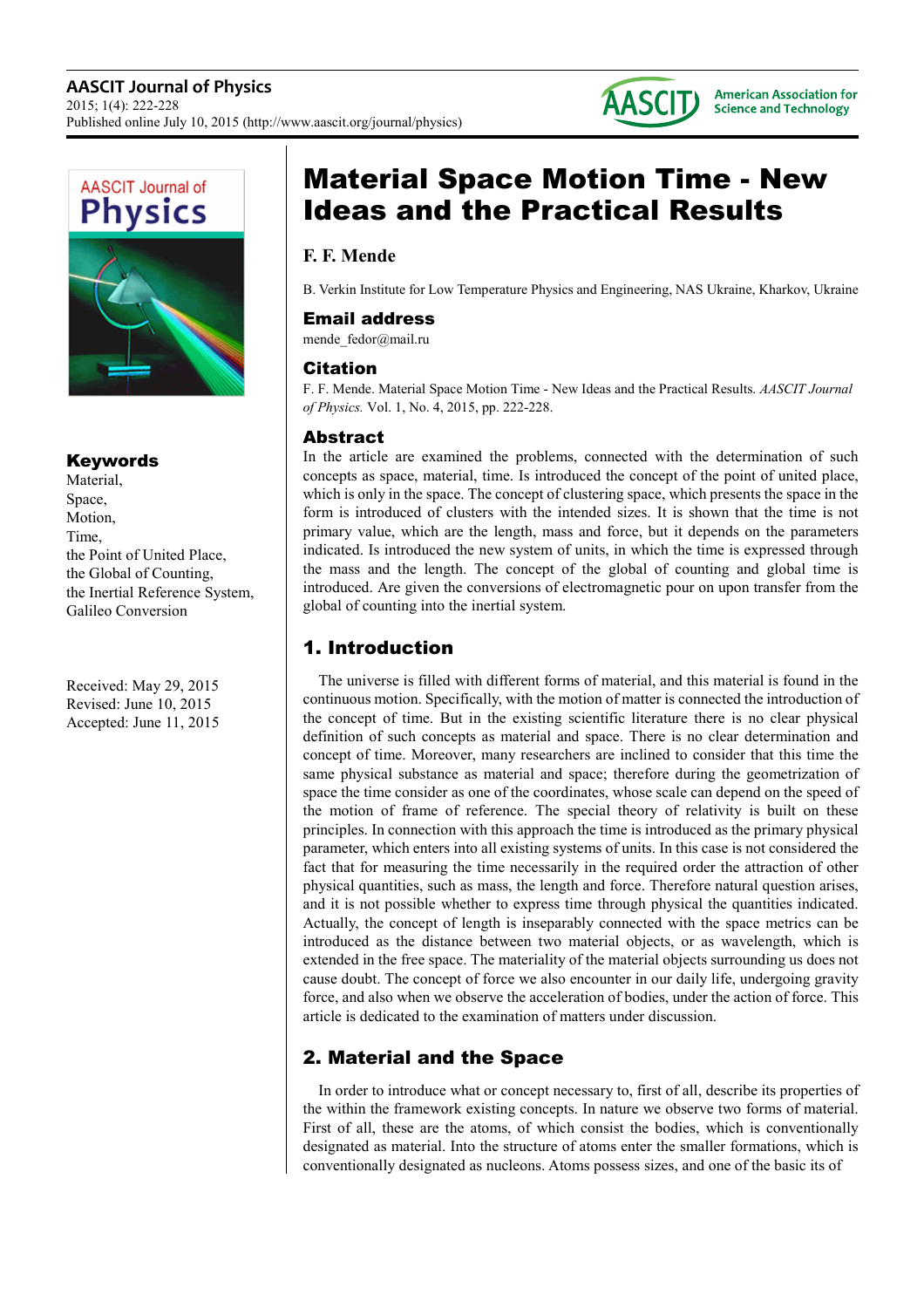# Material Space Motion Time - New Ideas and the Practical Results

## F. F. Mende

B. Verkin Institute for Low Temperature Physics and Engineering, NAS Ukraine, Kharkov, Ukraine

### Email address

mende_fedor@mail.ru

### Citation

F. F. Mende. Material Space Motion Time - New Ideas and the Practical Results. *AASCIT Journal of Physics.* Vol. 1, No. 4, 2015, pp. 222-228.

### Keywords

Material,
Space,
Motion,
Time,
the Point of United Place,
the Global of Counting,
the Inertial Reference System,
Galileo Conversion

Received: May 29, 2015
Revised: June 10, 2015
Accepted: June 11, 2015

### Abstract

In the article are examined the problems, connected with the determination of such concepts as space, material, time. Is introduced the concept of the point of united place, which is only in the space. The concept of clustering space, which presents the space in the form is introduced of clusters with the intended sizes. It is shown that the time is not primary value, which are the length, mass and force, but it depends on the parameters indicated. Is introduced the new system of units, in which the time is expressed through the mass and the length. The concept of the global of counting and global time is introduced. Are given the conversions of electromagnetic pour on upon transfer from the global of counting into the inertial system.

## 1. Introduction

The universe is filled with different forms of material, and this material is found in the continuous motion. Specifically, with the motion of matter is connected the introduction of the concept of time. But in the existing scientific literature there is no clear physical definition of such concepts as material and space. There is no clear determination and concept of time. Moreover, many researchers are inclined to consider that this time the same physical substance as material and space; therefore during the geometrization of space the time consider as one of the coordinates, whose scale can depend on the speed of the motion of frame of reference. The special theory of relativity is built on these principles. In connection with this approach the time is introduced as the primary physical parameter, which enters into all existing systems of units. In this case is not considered the fact that for measuring the time necessarily in the required order the attraction of other physical quantities, such as mass, the length and force. Therefore natural question arises, and it is not possible whether to express time through physical the quantities indicated. Actually, the concept of length is inseparably connected with the space metrics can be introduced as the distance between two material objects, or as wavelength, which is extended in the free space. The materiality of the material objects surrounding us does not cause doubt. The concept of force we also encounter in our daily life, undergoing gravity force, and also when we observe the acceleration of bodies, under the action of force. This article is dedicated to the examination of matters under discussion.

## 2. Material and the Space

In order to introduce what or concept necessary to, first of all, describe its properties of the within the framework existing concepts. In nature we observe two forms of material. First of all, these are the atoms, of which consist the bodies, which is conventionally designated as material. Into the structure of atoms enter the smaller formations, which is conventionally designated as nucleons. Atoms possess sizes, and one of the basic its of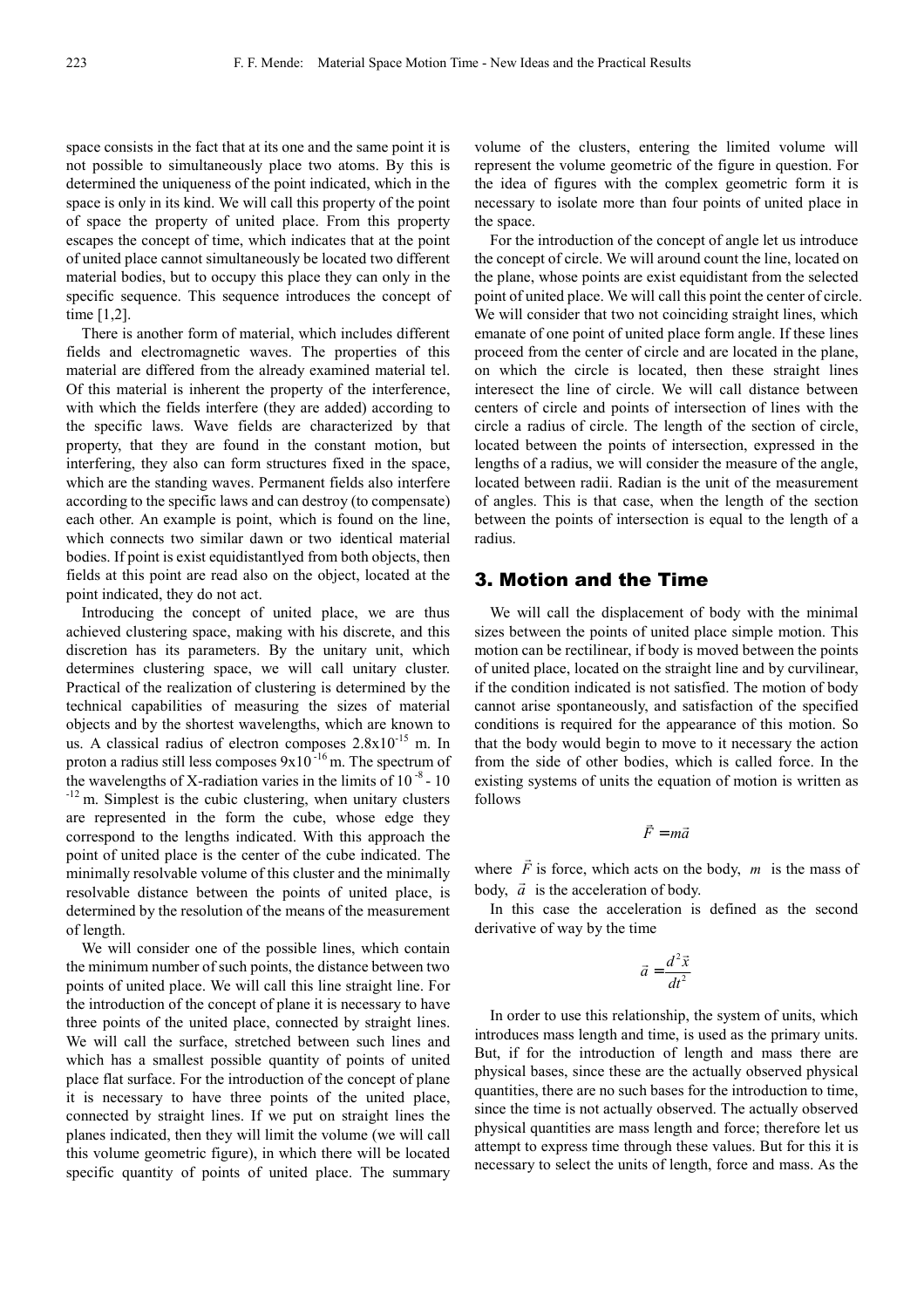space consists in the fact that at its one and the same point it is not possible to simultaneously place two atoms. By this is determined the uniqueness of the point indicated, which in the space is only in its kind. We will call this property of the point of space the property of united place. From this property escapes the concept of time, which indicates that at the point of united place cannot simultaneously be located two different material bodies, but to occupy this place they can only in the specific sequence. This sequence introduces the concept of time [1,2].

There is another form of material, which includes different fields and electromagnetic waves. The properties of this material are differed from the already examined material tel. Of this material is inherent the property of the interference, with which the fields interfere (they are added) according to the specific laws. Wave fields are characterized by that property, that they are found in the constant motion, but interfering, they also can form structures fixed in the space, which are the standing waves. Permanent fields also interfere according to the specific laws and can destroy (to compensate) each other. An example is point, which is found on the line, which connects two similar dawn or two identical material bodies. If point is exist equidistantlyed from both objects, then fields at this point are read also on the object, located at the point indicated, they do not act.

Introducing the concept of united place, we are thus achieved clustering space, making with his discrete, and this discretion has its parameters. By the unitary unit, which determines clustering space, we will call unitary cluster. Practical of the realization of clustering is determined by the technical capabilities of measuring the sizes of material objects and by the shortest wavelengths, which are known to us. A classical radius of electron composes $2.8x10^{-15}$ m. In proton a radius still less composes $9x10^{-16}$ m. The spectrum of the wavelengths of X-radiation varies in the limits of $10^{-8}$ - $10^{-12}$ m. Simplest is the cubic clustering, when unitary clusters are represented in the form the cube, whose edge they correspond to the lengths indicated. With this approach the point of united place is the center of the cube indicated. The minimally resolvable volume of this cluster and the minimally resolvable distance between the points of united place, is determined by the resolution of the means of the measurement of length.

We will consider one of the possible lines, which contain the minimum number of such points, the distance between two points of united place. We will call this line straight line. For the introduction of the concept of plane it is necessary to have three points of the united place, connected by straight lines. We will call the surface, stretched between such lines and which has a smallest possible quantity of points of united place flat surface. For the introduction of the concept of plane it is necessary to have three points of the united place, connected by straight lines. If we put on straight lines the planes indicated, then they will limit the volume (we will call this volume geometric figure), in which there will be located specific quantity of points of united place. The summary volume of the clusters, entering the limited volume will represent the volume geometric of the figure in question. For the idea of figures with the complex geometric form it is necessary to isolate more than four points of united place in the space.

For the introduction of the concept of angle let us introduce the concept of circle. We will around count the line, located on the plane, whose points are exist equidistant from the selected point of united place. We will call this point the center of circle. We will consider that two not coinciding straight lines, which emanate of one point of united place form angle. If these lines proceed from the center of circle and are located in the plane, on which the circle is located, then these straight lines interesect the line of circle. We will call distance between centers of circle and points of intersection of lines with the circle a radius of circle. The length of the section of circle, located between the points of intersection, expressed in the lengths of a radius, we will consider the measure of the angle, located between radii. Radian is the unit of the measurement of angles. This is that case, when the length of the section between the points of intersection is equal to the length of a radius.

## 3. Motion and the Time

We will call the displacement of body with the minimal sizes between the points of united place simple motion. This motion can be rectilinear, if body is moved between the points of united place, located on the straight line and by curvilinear, if the condition indicated is not satisfied. The motion of body cannot arise spontaneously, and satisfaction of the specified conditions is required for the appearance of this motion. So that the body would begin to move to it necessary the action from the side of other bodies, which is called force. In the existing systems of units the equation of motion is written as follows

$$\vec{F} = m\vec{a}$$

where $\vec{F}$ is force, which acts on the body, $m$ is the mass of body, $\vec{a}$ is the acceleration of body.

In this case the acceleration is defined as the second derivative of way by the time

$$\vec{a} = \frac{d^2\vec{x}}{dt^2}$$

In order to use this relationship, the system of units, which introduces mass length and time, is used as the primary units. But, if for the introduction of length and mass there are physical bases, since these are the actually observed physical quantities, there are no such bases for the introduction to time, since the time is not actually observed. The actually observed physical quantities are mass length and force; therefore let us attempt to express time through these values. But for this it is necessary to select the units of length, force and mass. As the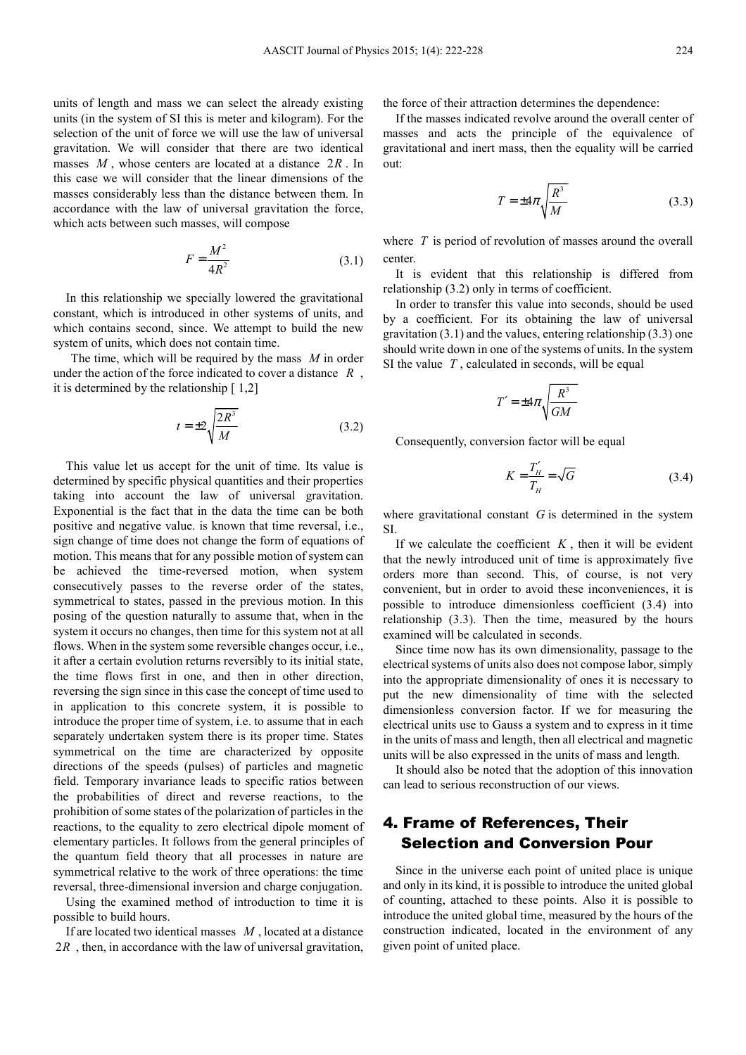units of length and mass we can select the already existing units (in the system of SI this is meter and kilogram). For the selection of the unit of force we will use the law of universal gravitation. We will consider that there are two identical masses $M$, whose centers are located at a distance $2R$. In this case we will consider that the linear dimensions of the masses considerably less than the distance between them. In accordance with the law of universal gravitation the force, which acts between such masses, will compose

$$F = \frac{M^2}{4R^2} \tag{3.1}$$

In this relationship we specially lowered the gravitational constant, which is introduced in other systems of units, and which contains second, since. We attempt to build the new system of units, which does not contain time.

The time, which will be required by the mass $M$ in order under the action of the force indicated to cover a distance $R$, it is determined by the relationship [ 1,2]

$$t = \pm 2\sqrt{\frac{2R^3}{M}} \tag{3.2}$$

This value let us accept for the unit of time. Its value is determined by specific physical quantities and their properties taking into account the law of universal gravitation. Exponential is the fact that in the data the time can be both positive and negative value. is known that time reversal, i.e., sign change of time does not change the form of equations of motion. This means that for any possible motion of system can be achieved the time-reversed motion, when system consecutively passes to the reverse order of the states, symmetrical to states, passed in the previous motion. In this posing of the question naturally to assume that, when in the system it occurs no changes, then time for this system not at all flows. When in the system some reversible changes occur, i.e., it after a certain evolution returns reversibly to its initial state, the time flows first in one, and then in other direction, reversing the sign since in this case the concept of time used to in application to this concrete system, it is possible to introduce the proper time of system, i.e. to assume that in each separately undertaken system there is its proper time. States symmetrical on the time are characterized by opposite directions of the speeds (pulses) of particles and magnetic field. Temporary invariance leads to specific ratios between the probabilities of direct and reverse reactions, to the prohibition of some states of the polarization of particles in the reactions, to the equality to zero electrical dipole moment of elementary particles. It follows from the general principles of the quantum field theory that all processes in nature are symmetrical relative to the work of three operations: the time reversal, three-dimensional inversion and charge conjugation.

Using the examined method of introduction to time it is possible to build hours.

If are located two identical masses $M$, located at a distance $2R$, then, in accordance with the law of universal gravitation, the force of their attraction determines the dependence:

If the masses indicated revolve around the overall center of masses and acts the principle of the equivalence of gravitational and inert mass, then the equality will be carried out:

$$T = \pm 4\pi\sqrt{\frac{R^3}{M}} \tag{3.3}$$

where $T$ is period of revolution of masses around the overall center.

It is evident that this relationship is differed from relationship (3.2) only in terms of coefficient.

In order to transfer this value into seconds, should be used by a coefficient. For its obtaining the law of universal gravitation (3.1) and the values, entering relationship (3.3) one should write down in one of the systems of units. In the system SI the value $T$, calculated in seconds, will be equal

$$T' = \pm 4\pi\sqrt{\frac{R^3}{GM}}$$

Consequently, conversion factor will be equal

$$K = \frac{T'_H}{T_H} = \sqrt{G} \tag{3.4}$$

where gravitational constant $G$ is determined in the system SI.

If we calculate the coefficient $K$, then it will be evident that the newly introduced unit of time is approximately five orders more than second. This, of course, is not very convenient, but in order to avoid these inconveniences, it is possible to introduce dimensionless coefficient (3.4) into relationship (3.3). Then the time, measured by the hours examined will be calculated in seconds.

Since time now has its own dimensionality, passage to the electrical systems of units also does not compose labor, simply into the appropriate dimensionality of ones it is necessary to put the new dimensionality of time with the selected dimensionless conversion factor. If we for measuring the electrical units use to Gauss a system and to express in it time in the units of mass and length, then all electrical and magnetic units will be also expressed in the units of mass and length.

It should also be noted that the adoption of this innovation can lead to serious reconstruction of our views.

## 4. Frame of References, Their Selection and Conversion Pour

Since in the universe each point of united place is unique and only in its kind, it is possible to introduce the united global of counting, attached to these points. Also it is possible to introduce the united global time, measured by the hours of the construction indicated, located in the environment of any given point of united place.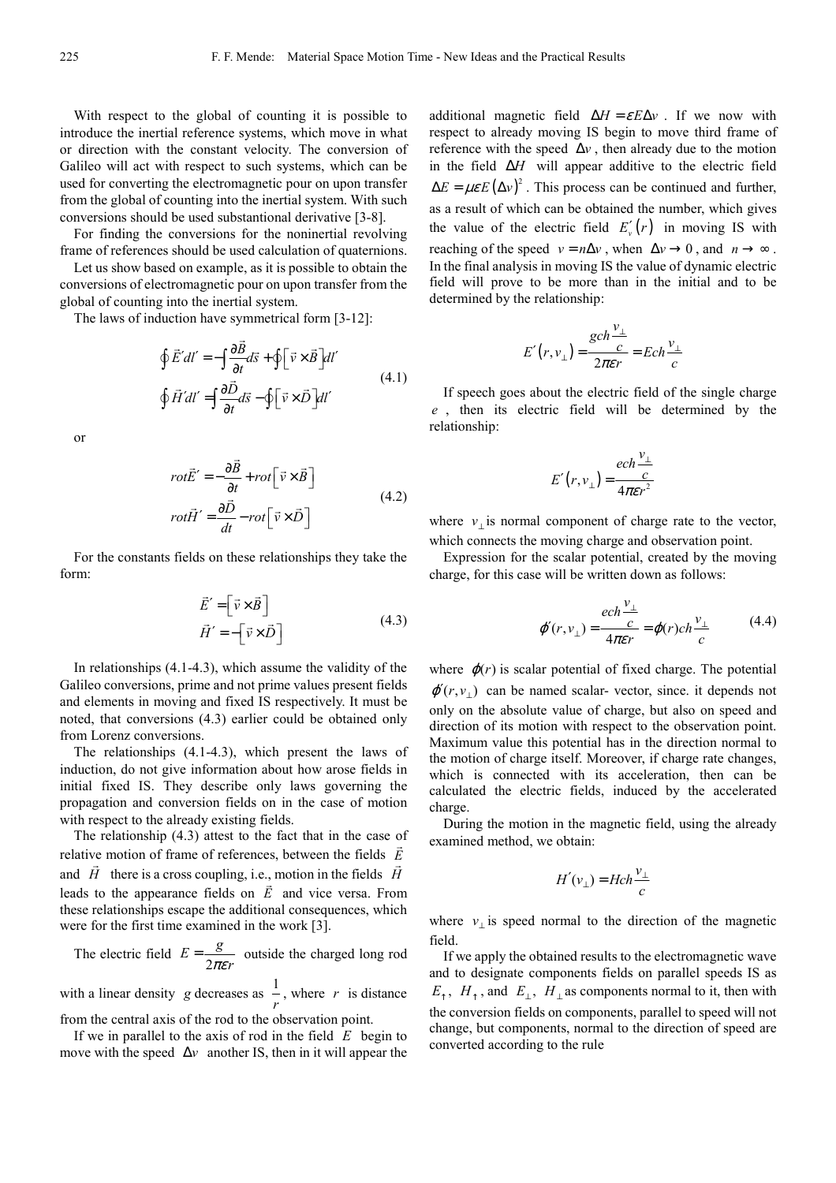With respect to the global of counting it is possible to introduce the inertial reference systems, which move in what or direction with the constant velocity. The conversion of Galileo will act with respect to such systems, which can be used for converting the electromagnetic pour on upon transfer from the global of counting into the inertial system. With such conversions should be used substantional derivative [3-8].

For finding the conversions for the noninertial revolving frame of references should be used calculation of quaternions.

Let us show based on example, as it is possible to obtain the conversions of electromagnetic pour on upon transfer from the global of counting into the inertial system.

The laws of induction have symmetrical form [3-12]:

$$\oint \vec{E}'dl' = -\int \frac{\partial \vec{B}}{\partial t} d\vec{s} + \oint \left[ \vec{v} \times \vec{B} \right] dl'$$
$$\oint \vec{H}'dl' = \int \frac{\partial \vec{D}}{\partial t} d\vec{s} - \oint \left[ \vec{v} \times \vec{D} \right] dl' \tag{4.1}$$

or

$$rot\vec{E}' = -\frac{\partial \vec{B}}{\partial t} + rot\left[ \vec{v} \times \vec{B} \right]$$
$$rot\vec{H}' = \frac{\partial \vec{D}}{dt} - rot\left[ \vec{v} \times \vec{D} \right] \tag{4.2}$$

For the constants fields on these relationships they take the form:

$$\vec{E}' = \left[ \vec{v} \times \vec{B} \right]$$
$$\vec{H}' = -\left[ \vec{v} \times \vec{D} \right] \tag{4.3}$$

In relationships (4.1-4.3), which assume the validity of the Galileo conversions, prime and not prime values present fields and elements in moving and fixed IS respectively. It must be noted, that conversions (4.3) earlier could be obtained only from Lorenz conversions.

The relationships (4.1-4.3), which present the laws of induction, do not give information about how arose fields in initial fixed IS. They describe only laws governing the propagation and conversion fields on in the case of motion with respect to the already existing fields.

The relationship (4.3) attest to the fact that in the case of relative motion of frame of references, between the fields $\vec{E}$ and $\vec{H}$ there is a cross coupling, i.e., motion in the fields $\vec{H}$ leads to the appearance fields on $\vec{E}$ and vice versa. From these relationships escape the additional consequences, which were for the first time examined in the work [3].

The electric field $E = \dfrac{g}{2\pi\varepsilon r}$ outside the charged long rod with a linear density $g$ decreases as $\dfrac{1}{r}$, where $r$ is distance from the central axis of the rod to the observation point.

If we in parallel to the axis of rod in the field $E$ begin to move with the speed $\Delta v$ another IS, then in it will appear the additional magnetic field $\Delta H = \varepsilon E \Delta v$. If we now with respect to already moving IS begin to move third frame of reference with the speed $\Delta v$, then already due to the motion in the field $\Delta H$ will appear additive to the electric field $\Delta E = \mu\varepsilon E \left(\Delta v\right)^2$. This process can be continued and further, as a result of which can be obtained the number, which gives the value of the electric field $E_v'\left(r\right)$ in moving IS with reaching of the speed $v = n\Delta v$, when $\Delta v \to 0$, and $n \to \infty$. In the final analysis in moving IS the value of dynamic electric field will prove to be more than in the initial and to be determined by the relationship:

$$E'\left(r, v_\perp\right) = \frac{gch\frac{v_\perp}{c}}{2\pi\varepsilon r} = Ech\frac{v_\perp}{c}$$

If speech goes about the electric field of the single charge $e$, then its electric field will be determined by the relationship:

$$E'\left(r, v_\perp\right) = \frac{ech\frac{v_\perp}{c}}{4\pi\varepsilon r^2}$$

where $v_\perp$ is normal component of charge rate to the vector, which connects the moving charge and observation point.

Expression for the scalar potential, created by the moving charge, for this case will be written down as follows:

$$\varphi'(r, v_\perp) = \frac{ech\frac{v_\perp}{c}}{4\pi\varepsilon r} = \varphi(r)ch\frac{v_\perp}{c} \tag{4.4}$$

where $\varphi(r)$ is scalar potential of fixed charge. The potential $\varphi'(r, v_\perp)$ can be named scalar- vector, since. it depends not only on the absolute value of charge, but also on speed and direction of its motion with respect to the observation point. Maximum value this potential has in the direction normal to the motion of charge itself. Moreover, if charge rate changes, which is connected with its acceleration, then can be calculated the electric fields, induced by the accelerated charge.

During the motion in the magnetic field, using the already examined method, we obtain:

$$H'(v_\perp) = Hch\frac{v_\perp}{c}$$

where $v_\perp$ is speed normal to the direction of the magnetic field.

If we apply the obtained results to the electromagnetic wave and to designate components fields on parallel speeds IS as $E_\uparrow$, $H_\uparrow$, and $E_\perp$, $H_\perp$ as components normal to it, then with the conversion fields on components, parallel to speed will not change, but components, normal to the direction of speed are converted according to the rule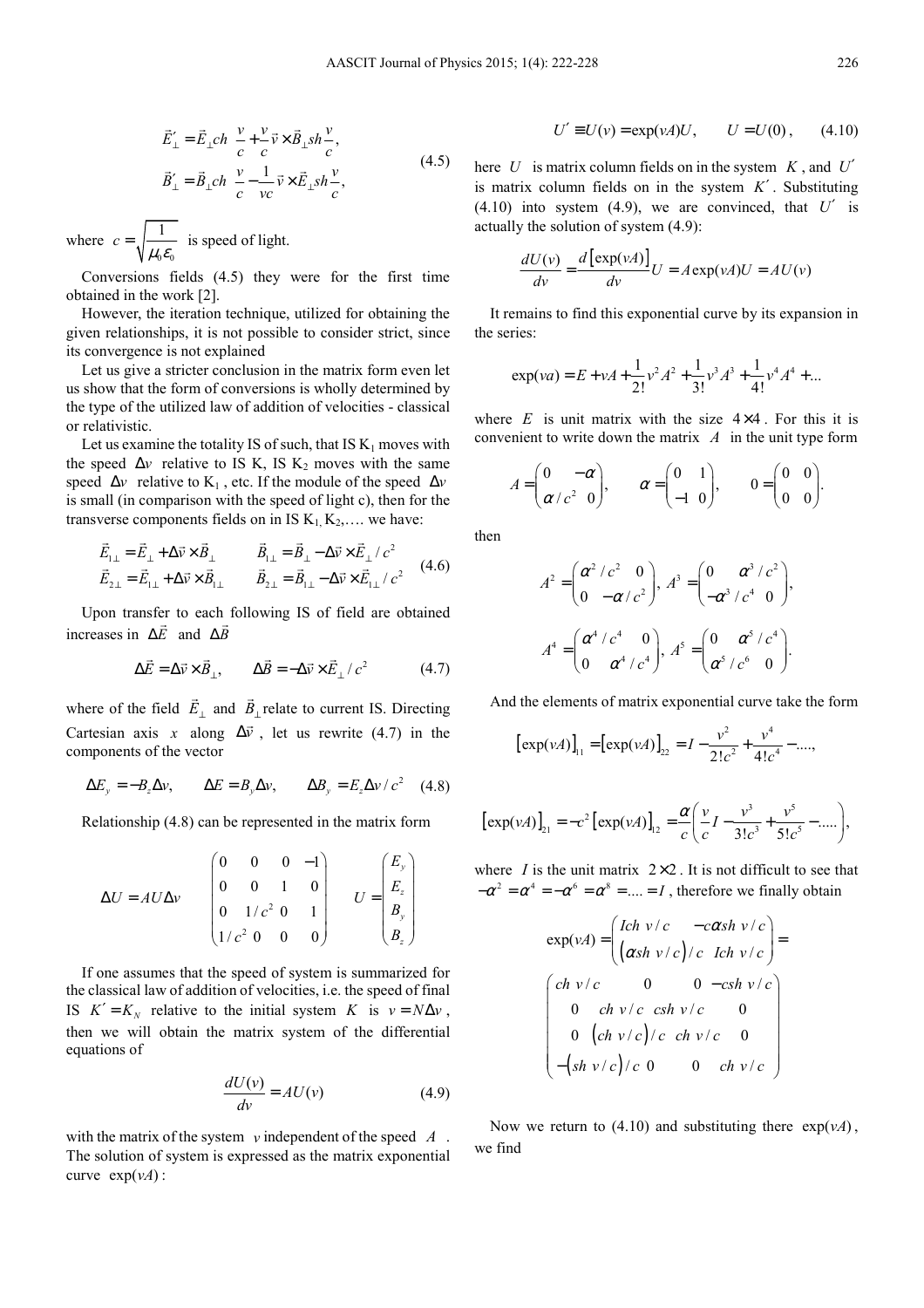$$\vec{E}_{\perp}' = \vec{E}_{\perp} ch\ \frac{v}{c} + \frac{v}{c} \vec{v} \times \vec{B}_{\perp} sh \frac{v}{c},$$
$$\vec{B}_{\perp}' = \vec{B}_{\perp} ch\ \frac{v}{c} - \frac{1}{vc} \vec{v} \times \vec{E}_{\perp} sh \frac{v}{c}, \qquad (4.5)$$

where $c = \sqrt{\dfrac{1}{\mu_0 \varepsilon_0}}$ is speed of light.

Conversions fields (4.5) they were for the first time obtained in the work [2].

However, the iteration technique, utilized for obtaining the given relationships, it is not possible to consider strict, since its convergence is not explained

Let us give a stricter conclusion in the matrix form even let us show that the form of conversions is wholly determined by the type of the utilized law of addition of velocities - classical or relativistic.

Let us examine the totality IS of such, that IS $K_1$ moves with the speed $\Delta v$ relative to IS K, IS $K_2$ moves with the same speed $\Delta v$ relative to $K_1$, etc. If the module of the speed $\Delta v$ is small (in comparison with the speed of light c), then for the transverse components fields on in IS $K_1, K_2$,…. we have:

$$\vec{E}_{1\perp} = \vec{E}_{\perp} + \Delta\vec{v} \times \vec{B}_{\perp} \qquad \vec{B}_{1\perp} = \vec{B}_{\perp} - \Delta\vec{v} \times \vec{E}_{\perp} / c^2$$
$$\vec{E}_{2\perp} = \vec{E}_{1\perp} + \Delta\vec{v} \times \vec{B}_{1\perp} \qquad \vec{B}_{2\perp} = \vec{B}_{1\perp} - \Delta\vec{v} \times \vec{E}_{1\perp} / c^2 \qquad (4.6)$$

Upon transfer to each following IS of field are obtained increases in $\Delta\vec{E}$ and $\Delta\vec{B}$

$$\Delta\vec{E} = \Delta\vec{v} \times \vec{B}_{\perp}, \qquad \Delta\vec{B} = -\Delta\vec{v} \times \vec{E}_{\perp} / c^2 \qquad (4.7)$$

where of the field $\vec{E}_{\perp}$ and $\vec{B}_{\perp}$ relate to current IS. Directing Cartesian axis $x$ along $\Delta\vec{v}$, let us rewrite (4.7) in the components of the vector

$$\Delta E_y = -B_z \Delta v, \qquad \Delta E = B_y \Delta v, \qquad \Delta B_y = E_z \Delta v / c^2 \qquad (4.8)$$

Relationship (4.8) can be represented in the matrix form

$$\Delta U = AU\Delta v \qquad \begin{pmatrix} 0 & 0 & 0 & -1 \\ 0 & 0 & 1 & 0 \\ 0 & 1/c^2 & 0 & 1 \\ 1/c^2 & 0 & 0 & 0 \end{pmatrix} \qquad U = \begin{pmatrix} E_y \\ E_z \\ B_y \\ B_z \end{pmatrix}$$

If one assumes that the speed of system is summarized for the classical law of addition of velocities, i.e. the speed of final IS $K' = K_N$ relative to the initial system $K$ is $v = N\Delta v$, then we will obtain the matrix system of the differential equations of

$$\frac{dU(v)}{dv} = AU(v) \qquad (4.9)$$

with the matrix of the system $v$ independent of the speed $A$. The solution of system is expressed as the matrix exponential curve $\exp(vA)$:

$$U' \equiv U(v) = \exp(vA)U, \qquad U = U(0), \qquad (4.10)$$

here $U$ is matrix column fields on in the system $K$, and $U'$ is matrix column fields on in the system $K'$. Substituting (4.10) into system (4.9), we are convinced, that $U'$ is actually the solution of system (4.9):

$$\frac{dU(v)}{dv} = \frac{d\left[\exp(vA)\right]}{dv} U = A\exp(vA)U = AU(v)$$

It remains to find this exponential curve by its expansion in the series:

$$\exp(va) = E + vA + \frac{1}{2!}v^2A^2 + \frac{1}{3!}v^3A^3 + \frac{1}{4!}v^4A^4 + ...$$

where $E$ is unit matrix with the size $4 \times 4$. For this it is convenient to write down the matrix $A$ in the unit type form

$$A = \begin{pmatrix} 0 & -\alpha \\ \alpha / c^2 & 0 \end{pmatrix}, \qquad \alpha = \begin{pmatrix} 0 & 1 \\ -1 & 0 \end{pmatrix}, \qquad 0 = \begin{pmatrix} 0 & 0 \\ 0 & 0 \end{pmatrix}.$$

then

$$A^2 = \begin{pmatrix} \alpha^2 / c^2 & 0 \\ 0 & -\alpha / c^2 \end{pmatrix}, \ A^3 = \begin{pmatrix} 0 & \alpha^3 / c^2 \\ -\alpha^3 / c^4 & 0 \end{pmatrix},$$

$$A^4 = \begin{pmatrix} \alpha^4 / c^4 & 0 \\ 0 & \alpha^4 / c^4 \end{pmatrix}, \ A^5 = \begin{pmatrix} 0 & \alpha^5 / c^4 \\ \alpha^5 / c^6 & 0 \end{pmatrix}.$$

And the elements of matrix exponential curve take the form

$$\left[\exp(vA)\right]_{11} = \left[\exp(vA)\right]_{22} = I - \frac{v^2}{2!c^2} + \frac{v^4}{4!c^4} - ....,$$

$$\left[\exp(vA)\right]_{21} = -c^2\left[\exp(vA)\right]_{12} = \frac{\alpha}{c}\left(\frac{v}{c}I - \frac{v^3}{3!c^3} + \frac{v^5}{5!c^5} - .....\right),$$

where $I$ is the unit matrix $2 \times 2$. It is not difficult to see that $-\alpha^2 = \alpha^4 = -\alpha^6 = \alpha^8 = .... = I$, therefore we finally obtain

$$\exp(vA) = \begin{pmatrix} Ich\ v/c & -c\alpha sh\ v/c \\ \left(\alpha sh\ v/c\right)/c & Ich\ v/c \end{pmatrix} =$$

$$\begin{pmatrix} ch\ v/c & 0 & 0 & -csh\ v/c \\ 0 & ch\ v/c & csh\ v/c & 0 \\ 0 & \left(ch\ v/c\right)/c & ch\ v/c & 0 \\ -\left(sh\ v/c\right)/c & 0 & 0 & ch\ v/c \end{pmatrix}$$

Now we return to (4.10) and substituting there $\exp(vA)$, we find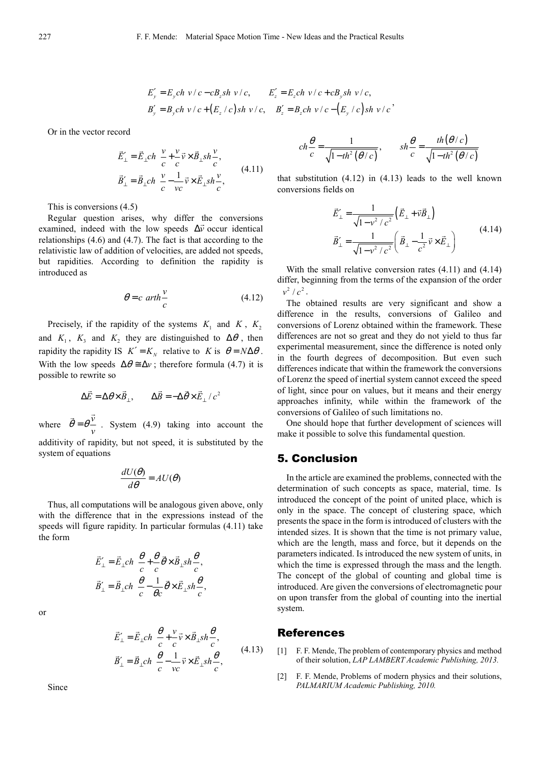$$E'_y = E_y ch\ v/c - cB_z sh\ v/c, \qquad E'_z = E_z ch\ v/c + cB_y sh\ v/c,$$
$$B'_y = B_y ch\ v/c + \left(E_z/c\right) sh\ v/c, \quad B'_z = B_z ch\ v/c - \left(E_y/c\right) sh\ v/c,$$

Or in the vector record

$$\vec{E}'_\perp = \vec{E}_\perp ch\ \frac{v}{c} + \frac{v}{c}\vec{v}\times\vec{B}_\perp sh\frac{v}{c},$$
$$\vec{B}'_\perp = \vec{B}_\perp ch\ \frac{v}{c} - \frac{1}{vc}\vec{v}\times\vec{E}_\perp sh\frac{v}{c}, \tag{4.11}$$

This is conversions (4.5)

Regular question arises, why differ the conversions examined, indeed with the low speeds $\Delta\vec{v}$ occur identical relationships (4.6) and (4.7). The fact is that according to the relativistic law of addition of velocities, are added not speeds, but rapidities. According to definition the rapidity is introduced as

$$\theta = c\ arth\frac{v}{c} \tag{4.12}$$

Precisely, if the rapidity of the systems $K_1$ and $K$, $K_2$ and $K_1$, $K_3$ and $K_2$ they are distinguished to $\Delta\theta$, then rapidity the rapidity IS $K' = K_N$ relative to $K$ is $\theta = N\Delta\theta$. With the low speeds $\Delta\theta \cong \Delta v$; therefore formula (4.7) it is possible to rewrite so

$$\Delta\vec{E} = \Delta\vec{\theta}\times\vec{B}_\perp, \qquad \Delta\vec{B} = -\Delta\vec{\theta}\times\vec{E}_\perp/c^2$$

where $\vec{\theta} = \theta\dfrac{\vec{v}}{v}$. System (4.9) taking into account the additivity of rapidity, but not speed, it is substituted by the system of equations

$$\frac{dU(\theta)}{d\theta} = AU(\theta)$$

Thus, all computations will be analogous given above, only with the difference that in the expressions instead of the speeds will figure rapidity. In particular formulas (4.11) take the form

$$\vec{E}'_\perp = \vec{E}_\perp ch\ \frac{\theta}{c} + \frac{\theta}{c}\vec{\theta}\times\vec{B}_\perp sh\frac{\theta}{c},$$
$$\vec{B}'_\perp = \vec{B}_\perp ch\ \frac{\theta}{c} - \frac{1}{\theta c}\vec{\theta}\times\vec{E}_\perp sh\frac{\theta}{c},$$

or

$$\vec{E}'_\perp = \vec{E}_\perp ch\ \frac{\theta}{c} + \frac{v}{c}\vec{v}\times\vec{B}_\perp sh\frac{\theta}{c},$$
$$\vec{B}'_\perp = \vec{B}_\perp ch\ \frac{\theta}{c} - \frac{1}{vc}\vec{v}\times\vec{E}_\perp sh\frac{\theta}{c}, \tag{4.13}$$

Since

$$ch\frac{\theta}{c} = \frac{1}{\sqrt{1-th^2\left(\theta/c\right)}}, \qquad sh\frac{\theta}{c} = \frac{th\left(\theta/c\right)}{\sqrt{1-th^2\left(\theta/c\right)}}$$

that substitution (4.12) in (4.13) leads to the well known conversions fields on

$$\vec{E}'_\perp = \frac{1}{\sqrt{1-v^2/c^2}}\left(\vec{E}_\perp + \vec{v}\vec{B}_\perp\right)$$
$$\vec{B}'_\perp = \frac{1}{\sqrt{1-v^2/c^2}}\left(\vec{B}_\perp - \frac{1}{c^2}\vec{v}\times\vec{E}_\perp\right) \tag{4.14}$$

With the small relative conversion rates (4.11) and (4.14) differ, beginning from the terms of the expansion of the order $v^2/c^2$.

The obtained results are very significant and show a difference in the results, conversions of Galileo and conversions of Lorenz obtained within the framework. These differences are not so great and they do not yield to thus far experimental measurement, since the difference is noted only in the fourth degrees of decomposition. But even such differences indicate that within the framework the conversions of Lorenz the speed of inertial system cannot exceed the speed of light, since pour on values, but it means and their energy approaches infinity, while within the framework of the conversions of Galileo of such limitations no.

One should hope that further development of sciences will make it possible to solve this fundamental question.

## 5. Conclusion

In the article are examined the problems, connected with the determination of such concepts as space, material, time. Is introduced the concept of the point of united place, which is only in the space. The concept of clustering space, which presents the space in the form is introduced of clusters with the intended sizes. It is shown that the time is not primary value, which are the length, mass and force, but it depends on the parameters indicated. Is introduced the new system of units, in which the time is expressed through the mass and the length. The concept of the global of counting and global time is introduced. Are given the conversions of electromagnetic pour on upon transfer from the global of counting into the inertial system.

## References

[1] F. F. Mende, The problem of contemporary physics and method of their solution, *LAP LAMBERT Academic Publishing, 2013.*

[2] F. F. Mende, Problems of modern physics and their solutions, *PALMARIUM Academic Publishing, 2010.*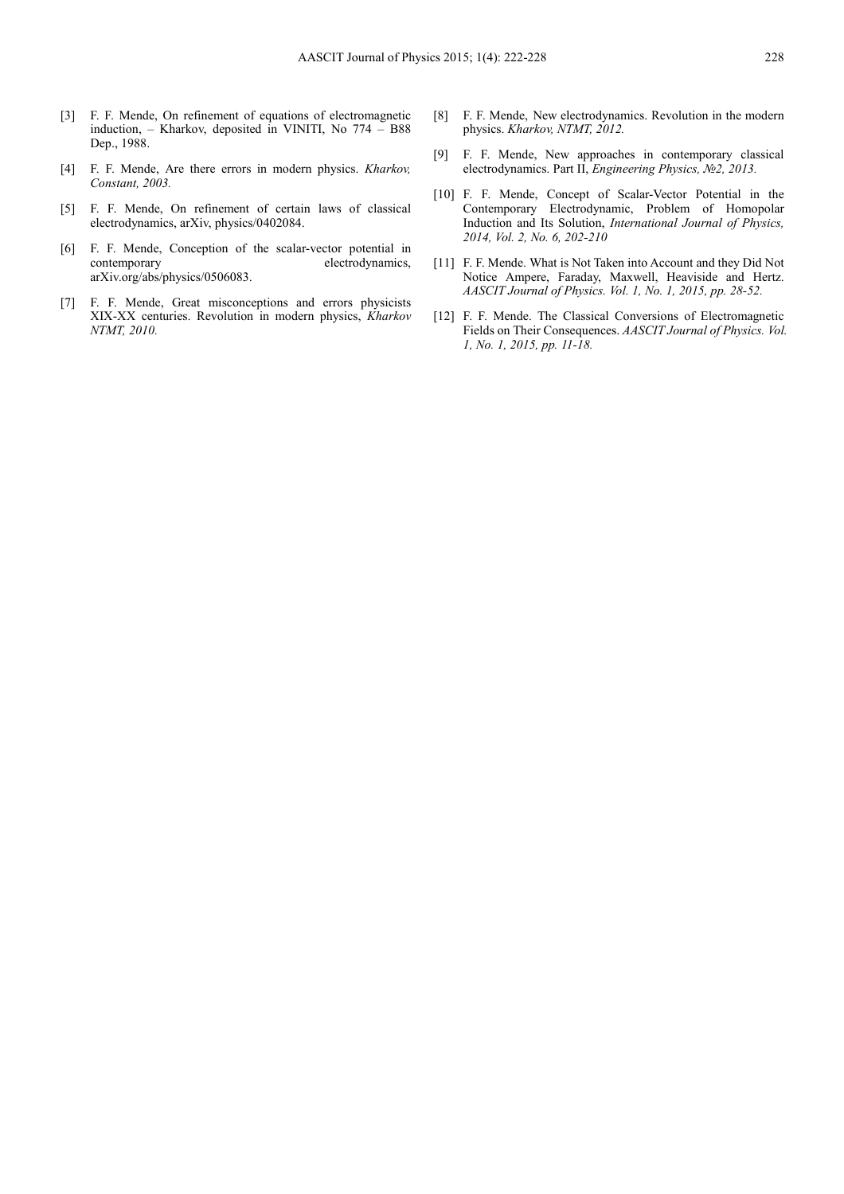[3] F. F. Mende, On refinement of equations of electromagnetic induction, – Kharkov, deposited in VINITI, No 774 – B88 Dep., 1988.

[4] F. F. Mende, Are there errors in modern physics. *Kharkov, Constant, 2003.*

[5] F. F. Mende, On refinement of certain laws of classical electrodynamics, arXiv, physics/0402084.

[6] F. F. Mende, Conception of the scalar-vector potential in contemporary electrodynamics, arXiv.org/abs/physics/0506083.

[7] F. F. Mende, Great misconceptions and errors physicists XIX-XX centuries. Revolution in modern physics, *Kharkov NTMT, 2010.*

[8] F. F. Mende, New electrodynamics. Revolution in the modern physics. *Kharkov, NTMT, 2012.*

[9] F. F. Mende, New approaches in contemporary classical electrodynamics. Part II, *Engineering Physics, №2, 2013.*

[10] F. F. Mende, Concept of Scalar-Vector Potential in the Contemporary Electrodynamic, Problem of Homopolar Induction and Its Solution, *International Journal of Physics, 2014, Vol. 2, No. 6, 202-210*

[11] F. F. Mende. What is Not Taken into Account and they Did Not Notice Ampere, Faraday, Maxwell, Heaviside and Hertz. *AASCIT Journal of Physics. Vol. 1, No. 1, 2015, pp. 28-52.*

[12] F. F. Mende. The Classical Conversions of Electromagnetic Fields on Their Consequences. *AASCIT Journal of Physics. Vol. 1, No. 1, 2015, pp. 11-18.*